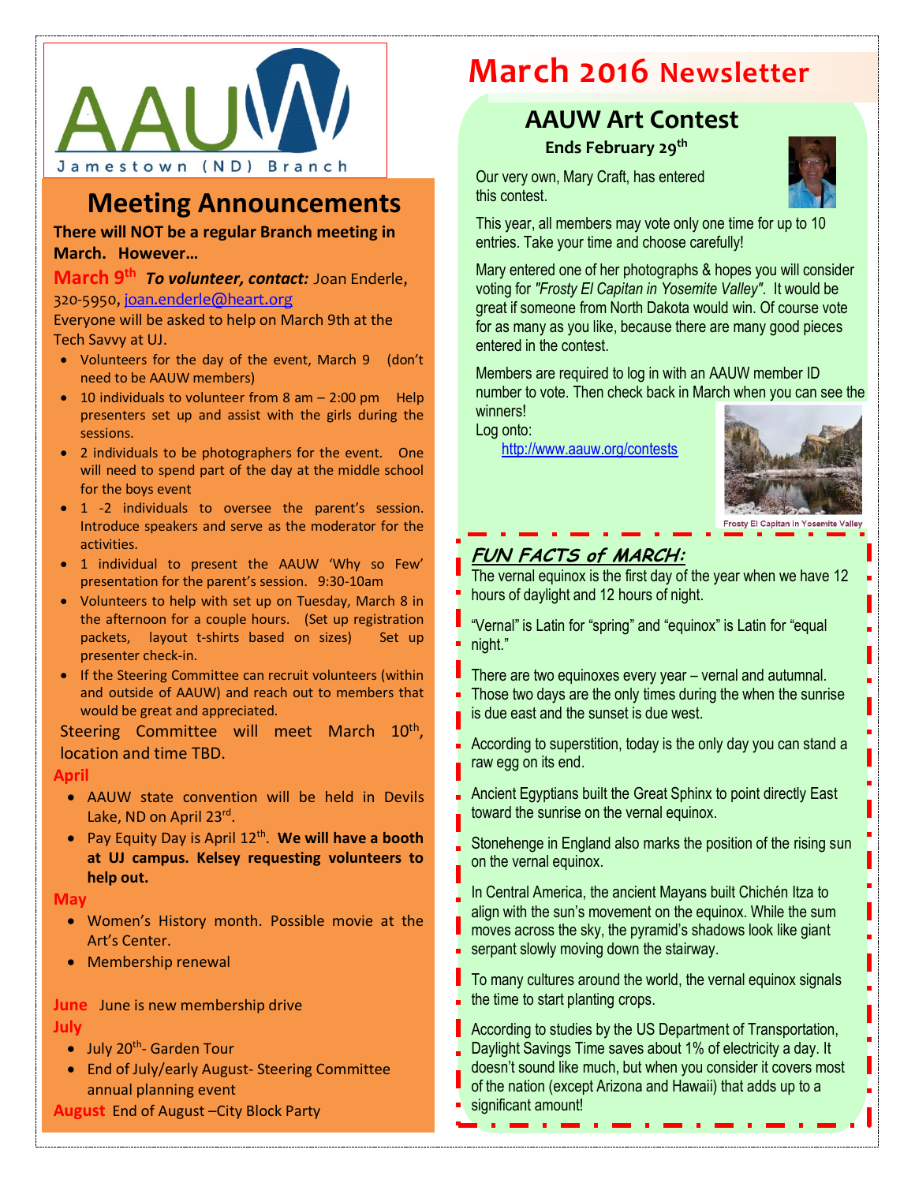AAUW

Jamestown (ND) Branch

# March 2016 Newsletter

## Meeting Announcements

**There will NOT be a regular Branch meeting in March. However…**

**March 9th** ***To volunteer, contact:*** Joan Enderle, 320-5950, joan.enderle@heart.org

Everyone will be asked to help on March 9th at the Tech Savvy at UJ.

- Volunteers for the day of the event, March 9 (don't need to be AAUW members)
- 10 individuals to volunteer from 8 am – 2:00 pm Help presenters set up and assist with the girls during the sessions.
- 2 individuals to be photographers for the event. One will need to spend part of the day at the middle school for the boys event
- 1 -2 individuals to oversee the parent's session. Introduce speakers and serve as the moderator for the activities.
- 1 individual to present the AAUW 'Why so Few' presentation for the parent's session. 9:30-10am
- Volunteers to help with set up on Tuesday, March 8 in the afternoon for a couple hours. (Set up registration packets, layout t-shirts based on sizes) Set up presenter check-in.
- If the Steering Committee can recruit volunteers (within and outside of AAUW) and reach out to members that would be great and appreciated.

Steering Committee will meet March 10th, location and time TBD.

**April**

- AAUW state convention will be held in Devils Lake, ND on April 23rd.
- Pay Equity Day is April 12th. **We will have a booth at UJ campus. Kelsey requesting volunteers to help out.**

**May**

- Women's History month. Possible movie at the Art's Center.
- Membership renewal

**June** June is new membership drive

**July**

- July 20th- Garden Tour
- End of July/early August- Steering Committee annual planning event

**August** End of August –City Block Party

## AAUW Art Contest

**Ends February 29th**

Our very own, Mary Craft, has entered this contest.

This year, all members may vote only one time for up to 10 entries. Take your time and choose carefully!

Mary entered one of her photographs & hopes you will consider voting for *"Frosty El Capitan in Yosemite Valley"*. It would be great if someone from North Dakota would win. Of course vote for as many as you like, because there are many good pieces entered in the contest.

Members are required to log in with an AAUW member ID number to vote. Then check back in March when you can see the winners!

Log onto:

http://www.aauw.org/contests

Frosty El Capitan in Yosemite Valley

## *FUN FACTS of MARCH:*

The vernal equinox is the first day of the year when we have 12 hours of daylight and 12 hours of night.

"Vernal" is Latin for "spring" and "equinox" is Latin for "equal night."

There are two equinoxes every year – vernal and autumnal. Those two days are the only times during the when the sunrise is due east and the sunset is due west.

According to superstition, today is the only day you can stand a raw egg on its end.

Ancient Egyptians built the Great Sphinx to point directly East toward the sunrise on the vernal equinox.

Stonehenge in England also marks the position of the rising sun on the vernal equinox.

In Central America, the ancient Mayans built Chichén Itza to align with the sun's movement on the equinox. While the sun moves across the sky, the pyramid's shadows look like giant serpant slowly moving down the stairway.

To many cultures around the world, the vernal equinox signals the time to start planting crops.

According to studies by the US Department of Transportation, Daylight Savings Time saves about 1% of electricity a day. It doesn't sound like much, but when you consider it covers most of the nation (except Arizona and Hawaii) that adds up to a significant amount!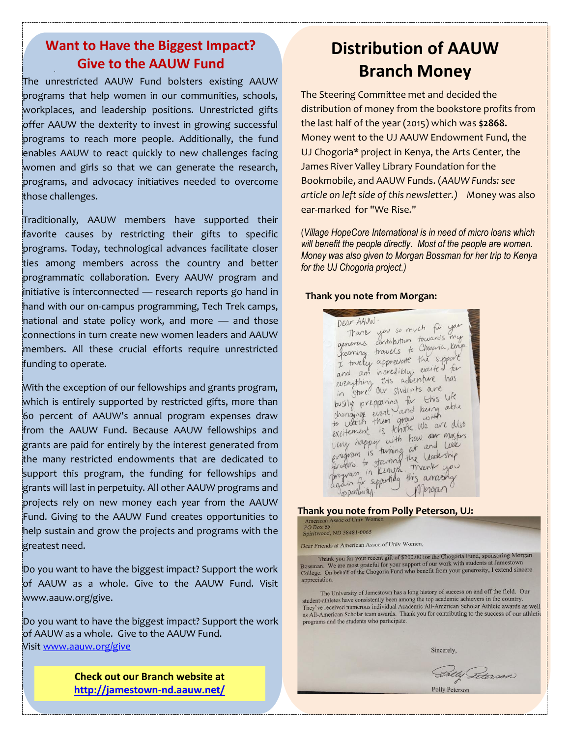## Want to Have the Biggest Impact? Give to the AAUW Fund

The unrestricted AAUW Fund bolsters existing AAUW programs that help women in our communities, schools, workplaces, and leadership positions. Unrestricted gifts offer AAUW the dexterity to invest in growing successful programs to reach more people. Additionally, the fund enables AAUW to react quickly to new challenges facing women and girls so that we can generate the research, programs, and advocacy initiatives needed to overcome those challenges.

Traditionally, AAUW members have supported their favorite causes by restricting their gifts to specific programs. Today, technological advances facilitate closer ties among members across the country and better programmatic collaboration. Every AAUW program and initiative is interconnected — research reports go hand in hand with our on-campus programming, Tech Trek camps, national and state policy work, and more — and those connections in turn create new women leaders and AAUW members. All these crucial efforts require unrestricted funding to operate.

With the exception of our fellowships and grants program, which is entirely supported by restricted gifts, more than 60 percent of AAUW's annual program expenses draw from the AAUW Fund. Because AAUW fellowships and grants are paid for entirely by the interest generated from the many restricted endowments that are dedicated to support this program, the funding for fellowships and grants will last in perpetuity. All other AAUW programs and projects rely on new money each year from the AAUW Fund. Giving to the AAUW Fund creates opportunities to help sustain and grow the projects and programs with the greatest need.

Do you want to have the biggest impact? Support the work of AAUW as a whole. Give to the AAUW Fund. Visit www.aauw.org/give.

Do you want to have the biggest impact? Support the work of AAUW as a whole. Give to the AAUW Fund. Visit www.aauw.org/give

**Check out our Branch website at http://jamestown-nd.aauw.net/**

# Distribution of AAUW Branch Money

The Steering Committee met and decided the distribution of money from the bookstore profits from the last half of the year (2015) which was **$2868.** Money went to the UJ AAUW Endowment Fund, the UJ Chogoria* project in Kenya, the Arts Center, the James River Valley Library Foundation for the Bookmobile, and AAUW Funds. (*AAUW Funds: see article on left side of this newsletter.)* Money was also ear-marked for "We Rise."

*(Village HopeCore International is in need of micro loans which will benefit the people directly. Most of the people are women. Money was also given to Morgan Bossman for her trip to Kenya for the UJ Chogoria project.)*

**Thank you note from Morgan:**

Dear AAUW -

Thank you so much for your generous contribution towards my upcoming travels to Chogoria, Kenya. I truely appreciate the support and am incredibly excited for everything this adventure has in store! Our students are busily preparing for this life changing event, and being able to watch them grow with excitement is terrific. We are also very happy with how our masters program is turning out and look forward to starting the leadership program in Kenya. Thank you again for supporting this amazing opportunity.

Morgan

**Thank you note from Polly Peterson, UJ:**

American Assoc of Univ Women
PO Box 65
Spiritwood, ND 58481-0065

Dear Friends at American Assoc of Univ Women,

Thank you for your recent gift of $200.00 for the Chogoria Fund, sponsoring Morgan Bossman. We are most grateful for your support of our work with students at Jamestown College. On behalf of the Chogoria Fund who benefit from your generosity, I extend sincere appreciation.

The University of Jamestown has a long history of success on and off the field. Our student-athletes have consistently been among the top academic achievers in the country. They've received numerous individual Academic All-American Scholar Athlete awards as well as All-American Scholar team awards. Thank you for contributing to the success of our athletic programs and the students who participate.

Sincerely,

Polly Peterson